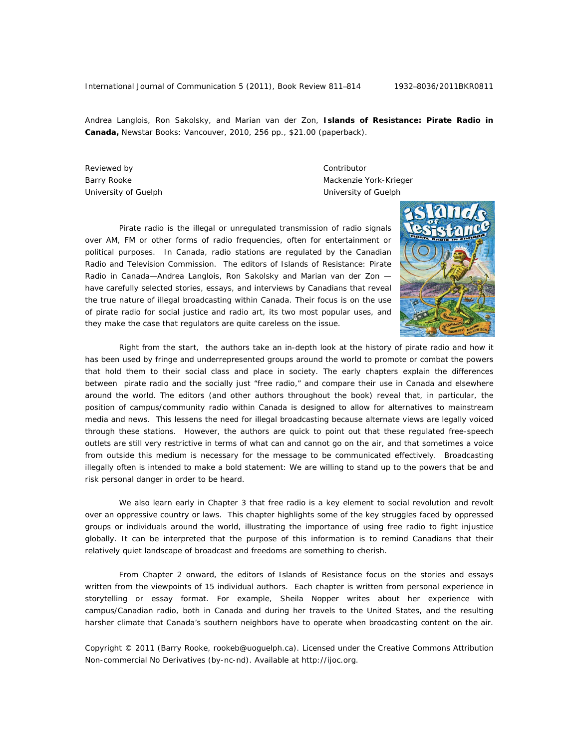Andrea Langlois, Ron Sakolsky, and Marian van der Zon, **Islands of Resistance: Pirate Radio in Canada,** Newstar Books: Vancouver, 2010, 256 pp., $21.00 (paperback).

Reviewed by
Barry Rooke
University of Guelph

Contributor
Mackenzie York-Krieger
University of Guelph

Pirate radio is the illegal or unregulated transmission of radio signals over AM, FM or other forms of radio frequencies, often for entertainment or political purposes. In Canada, radio stations are regulated by the Canadian Radio and Television Commission. The editors of Islands of Resistance: Pirate Radio in Canada—Andrea Langlois, Ron Sakolsky and Marian van der Zon —have carefully selected stories, essays, and interviews by Canadians that reveal the true nature of illegal broadcasting within Canada. Their focus is on the use of pirate radio for social justice and radio art, its two most popular uses, and they make the case that regulators are quite careless on the issue.

Right from the start, the authors take an in-depth look at the history of pirate radio and how it has been used by fringe and underrepresented groups around the world to promote or combat the powers that hold them to their social class and place in society. The early chapters explain the differences between pirate radio and the socially just "free radio," and compare their use in Canada and elsewhere around the world. The editors (and other authors throughout the book) reveal that, in particular, the position of campus/community radio within Canada is designed to allow for alternatives to mainstream media and news. This lessens the need for illegal broadcasting because alternate views are legally voiced through these stations. However, the authors are quick to point out that these regulated free-speech outlets are still very restrictive in terms of what can and cannot go on the air, and that sometimes a voice from outside this medium is necessary for the message to be communicated effectively. Broadcasting illegally often is intended to make a bold statement: We are willing to stand up to the powers that be and risk personal danger in order to be heard.

We also learn early in Chapter 3 that free radio is a key element to social revolution and revolt over an oppressive country or laws. This chapter highlights some of the key struggles faced by oppressed groups or individuals around the world, illustrating the importance of using free radio to fight injustice globally. It can be interpreted that the purpose of this information is to remind Canadians that their relatively quiet landscape of broadcast and freedoms are something to cherish.

From Chapter 2 onward, the editors of Islands of Resistance focus on the stories and essays written from the viewpoints of 15 individual authors. Each chapter is written from personal experience in storytelling or essay format. For example, Sheila Nopper writes about her experience with campus/Canadian radio, both in Canada and during her travels to the United States, and the resulting harsher climate that Canada's southern neighbors have to operate when broadcasting content on the air.

Copyright © 2011 (Barry Rooke, rookeb@uoguelph.ca). Licensed under the Creative Commons Attribution Non-commercial No Derivatives (by-nc-nd). Available at http://ijoc.org.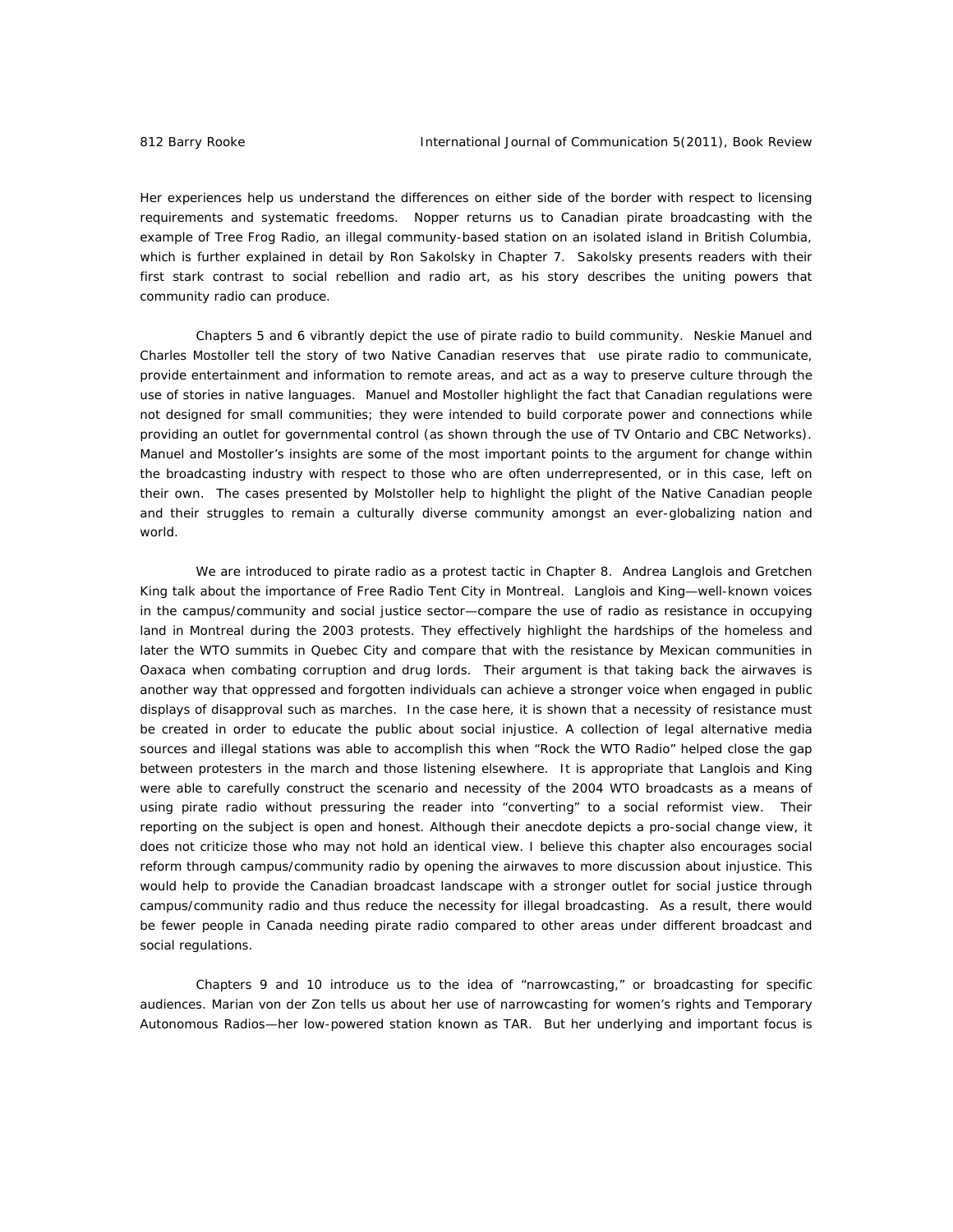Her experiences help us understand the differences on either side of the border with respect to licensing requirements and systematic freedoms. Nopper returns us to Canadian pirate broadcasting with the example of Tree Frog Radio, an illegal community-based station on an isolated island in British Columbia, which is further explained in detail by Ron Sakolsky in Chapter 7. Sakolsky presents readers with their first stark contrast to social rebellion and radio art, as his story describes the uniting powers that community radio can produce.

Chapters 5 and 6 vibrantly depict the use of pirate radio to build community. Neskie Manuel and Charles Mostoller tell the story of two Native Canadian reserves that use pirate radio to communicate, provide entertainment and information to remote areas, and act as a way to preserve culture through the use of stories in native languages. Manuel and Mostoller highlight the fact that Canadian regulations were not designed for small communities; they were intended to build corporate power and connections while providing an outlet for governmental control (as shown through the use of TV Ontario and CBC Networks). Manuel and Mostoller's insights are some of the most important points to the argument for change within the broadcasting industry with respect to those who are often underrepresented, or in this case, left on their own. The cases presented by Molstoller help to highlight the plight of the Native Canadian people and their struggles to remain a culturally diverse community amongst an ever-globalizing nation and world.

We are introduced to pirate radio as a protest tactic in Chapter 8. Andrea Langlois and Gretchen King talk about the importance of Free Radio Tent City in Montreal. Langlois and King—well-known voices in the campus/community and social justice sector—compare the use of radio as resistance in occupying land in Montreal during the 2003 protests. They effectively highlight the hardships of the homeless and later the WTO summits in Quebec City and compare that with the resistance by Mexican communities in Oaxaca when combating corruption and drug lords. Their argument is that taking back the airwaves is another way that oppressed and forgotten individuals can achieve a stronger voice when engaged in public displays of disapproval such as marches. In the case here, it is shown that a necessity of resistance must be created in order to educate the public about social injustice. A collection of legal alternative media sources and illegal stations was able to accomplish this when "Rock the WTO Radio" helped close the gap between protesters in the march and those listening elsewhere. It is appropriate that Langlois and King were able to carefully construct the scenario and necessity of the 2004 WTO broadcasts as a means of using pirate radio without pressuring the reader into "converting" to a social reformist view. Their reporting on the subject is open and honest. Although their anecdote depicts a pro-social change view, it does not criticize those who may not hold an identical view. I believe this chapter also encourages social reform through campus/community radio by opening the airwaves to more discussion about injustice. This would help to provide the Canadian broadcast landscape with a stronger outlet for social justice through campus/community radio and thus reduce the necessity for illegal broadcasting. As a result, there would be fewer people in Canada needing pirate radio compared to other areas under different broadcast and social regulations.

Chapters 9 and 10 introduce us to the idea of "narrowcasting," or broadcasting for specific audiences. Marian von der Zon tells us about her use of narrowcasting for women's rights and Temporary Autonomous Radios—her low-powered station known as TAR. But her underlying and important focus is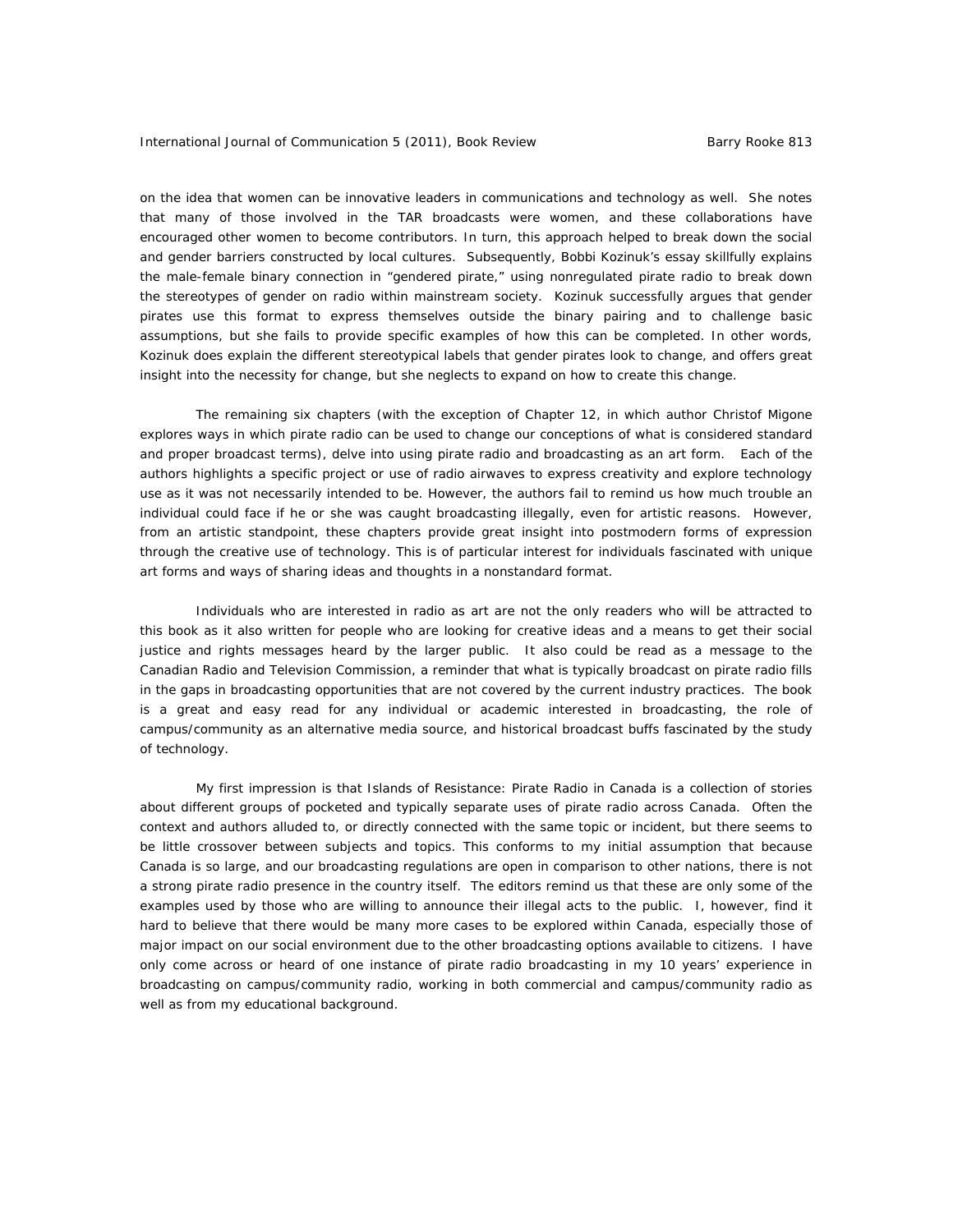on the idea that women can be innovative leaders in communications and technology as well. She notes that many of those involved in the TAR broadcasts were women, and these collaborations have encouraged other women to become contributors. In turn, this approach helped to break down the social and gender barriers constructed by local cultures. Subsequently, Bobbi Kozinuk's essay skillfully explains the male-female binary connection in "gendered pirate," using nonregulated pirate radio to break down the stereotypes of gender on radio within mainstream society. Kozinuk successfully argues that gender pirates use this format to express themselves outside the binary pairing and to challenge basic assumptions, but she fails to provide specific examples of how this can be completed. In other words, Kozinuk does explain the different stereotypical labels that gender pirates look to change, and offers great insight into the necessity for change, but she neglects to expand on how to create this change.

The remaining six chapters (with the exception of Chapter 12, in which author Christof Migone explores ways in which pirate radio can be used to change our conceptions of what is considered standard and proper broadcast terms), delve into using pirate radio and broadcasting as an art form. Each of the authors highlights a specific project or use of radio airwaves to express creativity and explore technology use as it was not necessarily intended to be. However, the authors fail to remind us how much trouble an individual could face if he or she was caught broadcasting illegally, even for artistic reasons. However, from an artistic standpoint, these chapters provide great insight into postmodern forms of expression through the creative use of technology. This is of particular interest for individuals fascinated with unique art forms and ways of sharing ideas and thoughts in a nonstandard format.

Individuals who are interested in radio as art are not the only readers who will be attracted to this book as it also written for people who are looking for creative ideas and a means to get their social justice and rights messages heard by the larger public. It also could be read as a message to the Canadian Radio and Television Commission, a reminder that what is typically broadcast on pirate radio fills in the gaps in broadcasting opportunities that are not covered by the current industry practices. The book is a great and easy read for any individual or academic interested in broadcasting, the role of campus/community as an alternative media source, and historical broadcast buffs fascinated by the study of technology.

My first impression is that Islands of Resistance: Pirate Radio in Canada is a collection of stories about different groups of pocketed and typically separate uses of pirate radio across Canada. Often the context and authors alluded to, or directly connected with the same topic or incident, but there seems to be little crossover between subjects and topics. This conforms to my initial assumption that because Canada is so large, and our broadcasting regulations are open in comparison to other nations, there is not a strong pirate radio presence in the country itself. The editors remind us that these are only some of the examples used by those who are willing to announce their illegal acts to the public. I, however, find it hard to believe that there would be many more cases to be explored within Canada, especially those of major impact on our social environment due to the other broadcasting options available to citizens. I have only come across or heard of one instance of pirate radio broadcasting in my 10 years' experience in broadcasting on campus/community radio, working in both commercial and campus/community radio as well as from my educational background.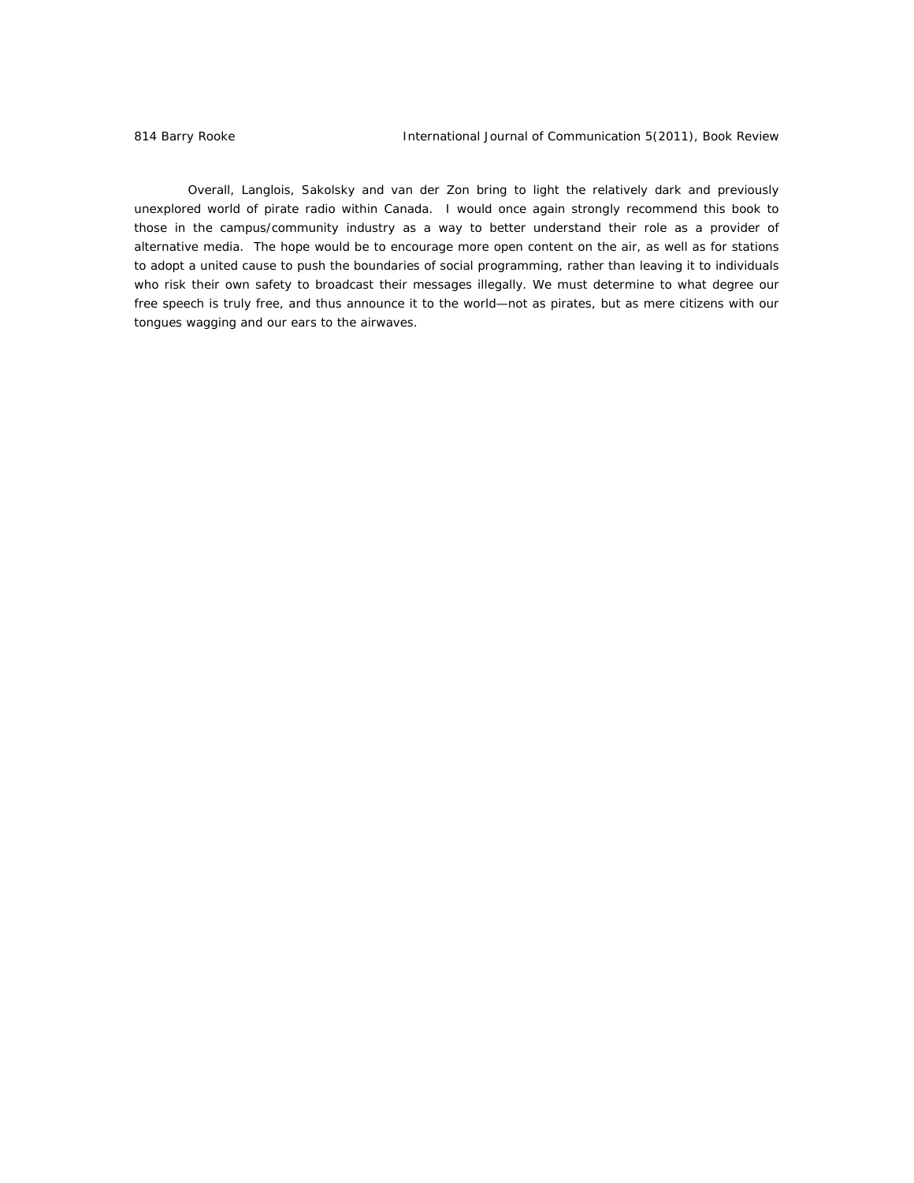Overall, Langlois, Sakolsky and van der Zon bring to light the relatively dark and previously unexplored world of pirate radio within Canada. I would once again strongly recommend this book to those in the campus/community industry as a way to better understand their role as a provider of alternative media. The hope would be to encourage more open content on the air, as well as for stations to adopt a united cause to push the boundaries of social programming, rather than leaving it to individuals who risk their own safety to broadcast their messages illegally. We must determine to what degree our free speech is truly free, and thus announce it to the world—not as pirates, but as mere citizens with our tongues wagging and our ears to the airwaves.